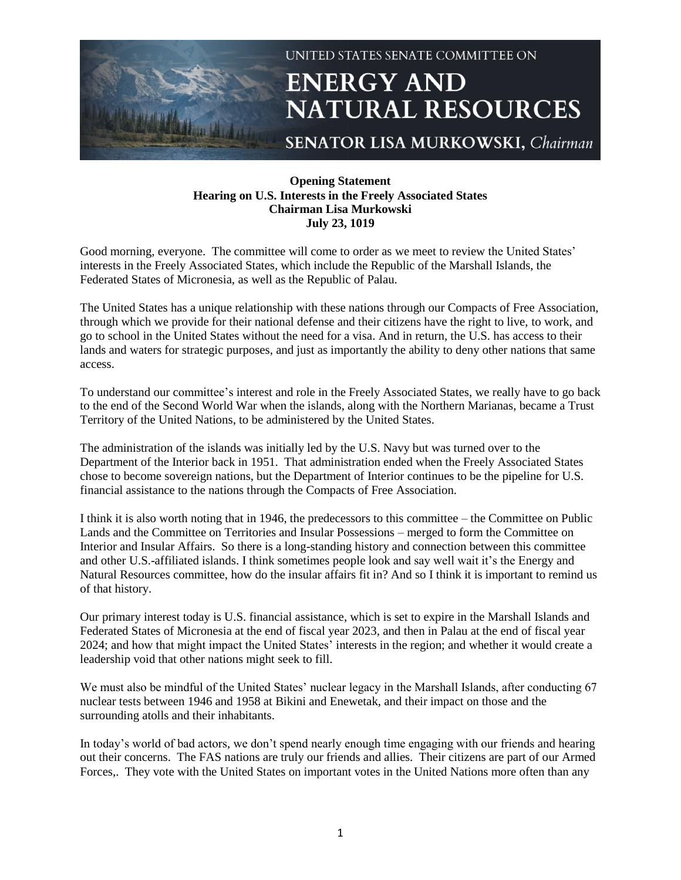UNITED STATES SENATE COMMITTEE ON

# ENERGY AND NATURAL RESOURCES

SENATOR LISA MURKOWSKI, *Chairman*

**Opening Statement**
**Hearing on U.S. Interests in the Freely Associated States**
**Chairman Lisa Murkowski**
**July 23, 1019**

Good morning, everyone. The committee will come to order as we meet to review the United States' interests in the Freely Associated States, which include the Republic of the Marshall Islands, the Federated States of Micronesia, as well as the Republic of Palau.

The United States has a unique relationship with these nations through our Compacts of Free Association, through which we provide for their national defense and their citizens have the right to live, to work, and go to school in the United States without the need for a visa. And in return, the U.S. has access to their lands and waters for strategic purposes, and just as importantly the ability to deny other nations that same access.

To understand our committee's interest and role in the Freely Associated States, we really have to go back to the end of the Second World War when the islands, along with the Northern Marianas, became a Trust Territory of the United Nations, to be administered by the United States.

The administration of the islands was initially led by the U.S. Navy but was turned over to the Department of the Interior back in 1951. That administration ended when the Freely Associated States chose to become sovereign nations, but the Department of Interior continues to be the pipeline for U.S. financial assistance to the nations through the Compacts of Free Association.

I think it is also worth noting that in 1946, the predecessors to this committee – the Committee on Public Lands and the Committee on Territories and Insular Possessions – merged to form the Committee on Interior and Insular Affairs. So there is a long-standing history and connection between this committee and other U.S.-affiliated islands. I think sometimes people look and say well wait it's the Energy and Natural Resources committee, how do the insular affairs fit in? And so I think it is important to remind us of that history.

Our primary interest today is U.S. financial assistance, which is set to expire in the Marshall Islands and Federated States of Micronesia at the end of fiscal year 2023, and then in Palau at the end of fiscal year 2024; and how that might impact the United States' interests in the region; and whether it would create a leadership void that other nations might seek to fill.

We must also be mindful of the United States' nuclear legacy in the Marshall Islands, after conducting 67 nuclear tests between 1946 and 1958 at Bikini and Enewetak, and their impact on those and the surrounding atolls and their inhabitants.

In today's world of bad actors, we don't spend nearly enough time engaging with our friends and hearing out their concerns. The FAS nations are truly our friends and allies. Their citizens are part of our Armed Forces,. They vote with the United States on important votes in the United Nations more often than any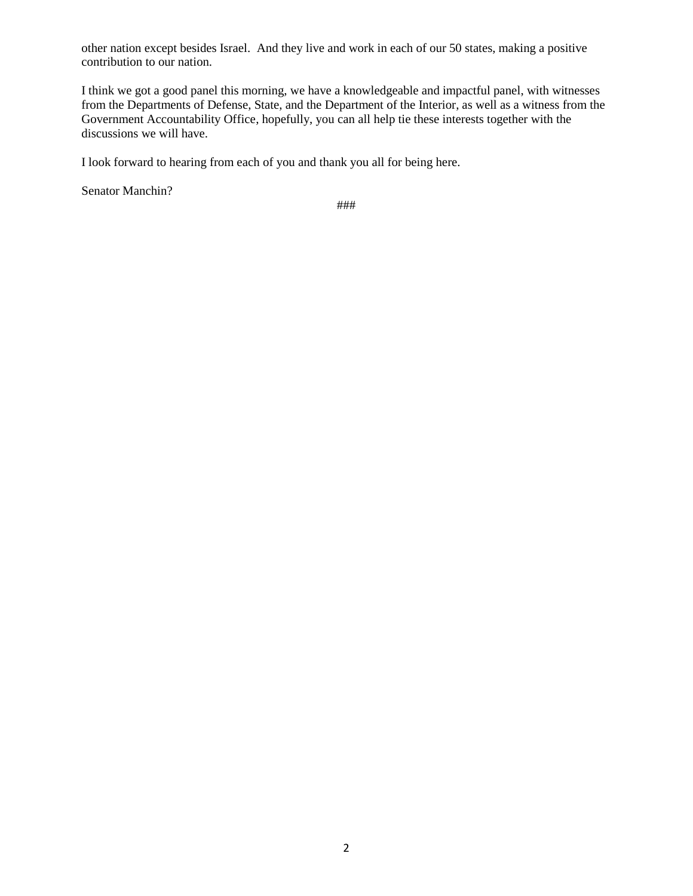other nation except besides Israel. And they live and work in each of our 50 states, making a positive contribution to our nation.

I think we got a good panel this morning, we have a knowledgeable and impactful panel, with witnesses from the Departments of Defense, State, and the Department of the Interior, as well as a witness from the Government Accountability Office, hopefully, you can all help tie these interests together with the discussions we will have.

I look forward to hearing from each of you and thank you all for being here.

Senator Manchin?

###